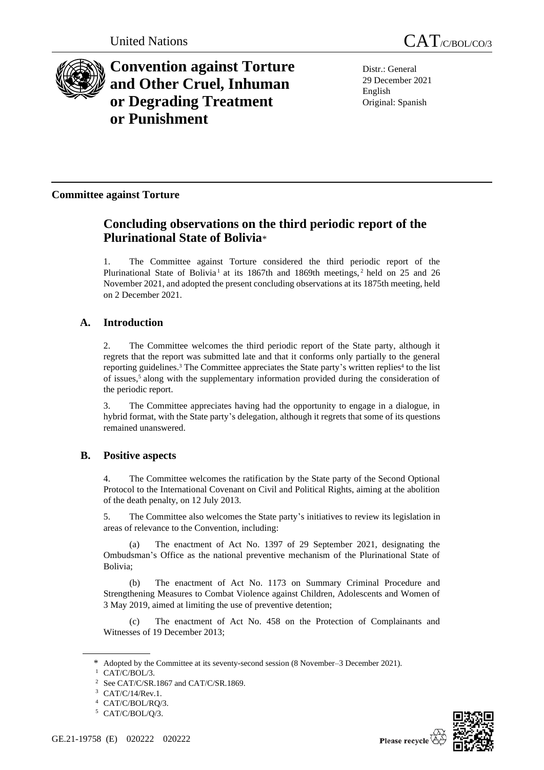United Nations CAT/C/BOL/CO/3

# Convention against Torture and Other Cruel, Inhuman or Degrading Treatment or Punishment

Distr.: General
29 December 2021
English
Original: Spanish

**Committee against Torture**

## Concluding observations on the third periodic report of the Plurinational State of Bolivia*

1. The Committee against Torture considered the third periodic report of the Plurinational State of Bolivia[1] at its 1867th and 1869th meetings,[2] held on 25 and 26 November 2021, and adopted the present concluding observations at its 1875th meeting, held on 2 December 2021.

### A. Introduction

2. The Committee welcomes the third periodic report of the State party, although it regrets that the report was submitted late and that it conforms only partially to the general reporting guidelines.[3] The Committee appreciates the State party's written replies[4] to the list of issues,[5] along with the supplementary information provided during the consideration of the periodic report.

3. The Committee appreciates having had the opportunity to engage in a dialogue, in hybrid format, with the State party's delegation, although it regrets that some of its questions remained unanswered.

### B. Positive aspects

4. The Committee welcomes the ratification by the State party of the Second Optional Protocol to the International Covenant on Civil and Political Rights, aiming at the abolition of the death penalty, on 12 July 2013.

5. The Committee also welcomes the State party's initiatives to review its legislation in areas of relevance to the Convention, including:

(a) The enactment of Act No. 1397 of 29 September 2021, designating the Ombudsman's Office as the national preventive mechanism of the Plurinational State of Bolivia;

(b) The enactment of Act No. 1173 on Summary Criminal Procedure and Strengthening Measures to Combat Violence against Children, Adolescents and Women of 3 May 2019, aimed at limiting the use of preventive detention;

(c) The enactment of Act No. 458 on the Protection of Complainants and Witnesses of 19 December 2013;

---

\* Adopted by the Committee at its seventy-second session (8 November–3 December 2021).

[1] CAT/C/BOL/3.

[2] See CAT/C/SR.1867 and CAT/C/SR.1869.

[3] CAT/C/14/Rev.1.

[4] CAT/C/BOL/RQ/3.

[5] CAT/C/BOL/Q/3.

GE.21-19758 (E) 020222 020222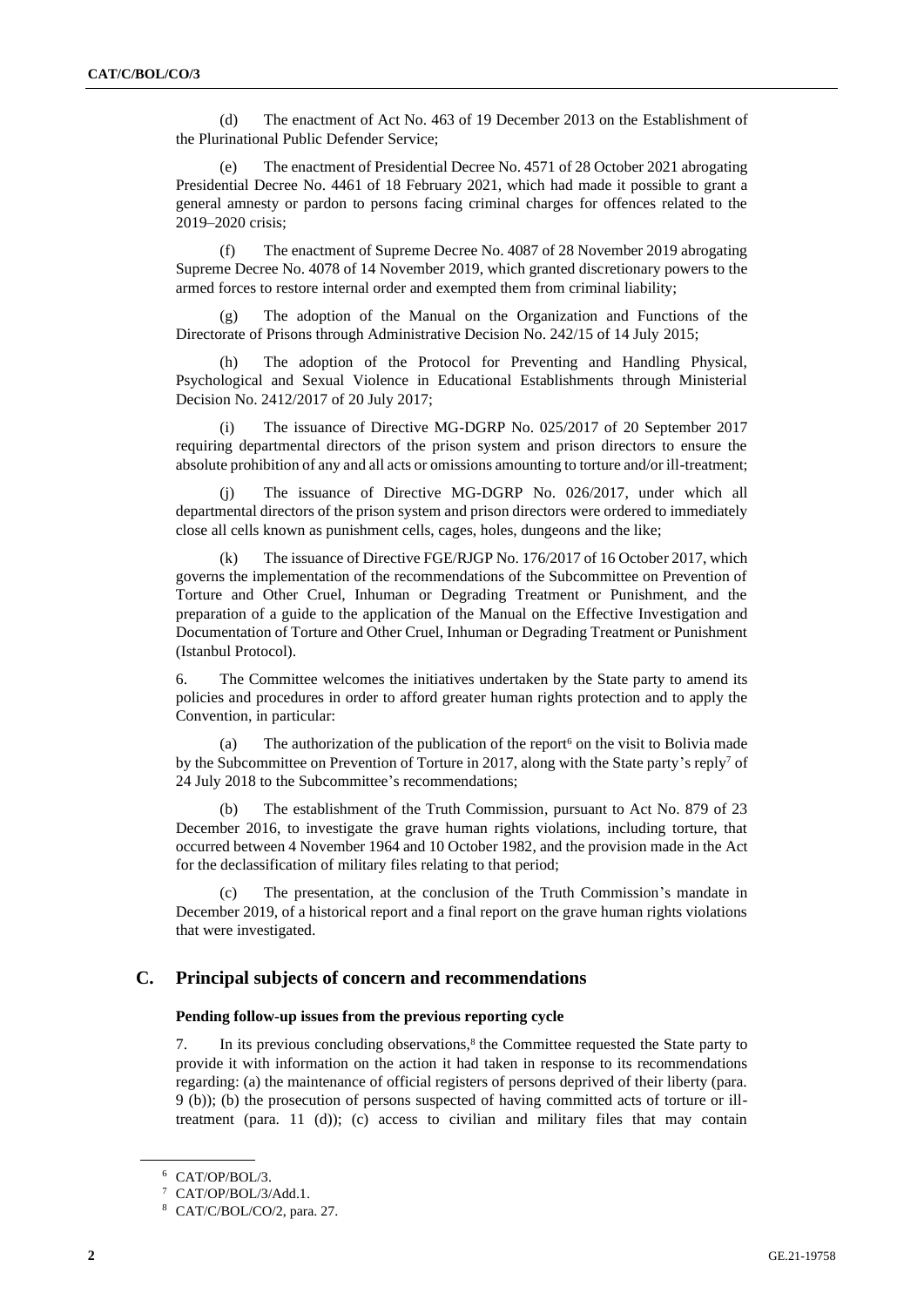(d) The enactment of Act No. 463 of 19 December 2013 on the Establishment of the Plurinational Public Defender Service;

(e) The enactment of Presidential Decree No. 4571 of 28 October 2021 abrogating Presidential Decree No. 4461 of 18 February 2021, which had made it possible to grant a general amnesty or pardon to persons facing criminal charges for offences related to the 2019–2020 crisis;

(f) The enactment of Supreme Decree No. 4087 of 28 November 2019 abrogating Supreme Decree No. 4078 of 14 November 2019, which granted discretionary powers to the armed forces to restore internal order and exempted them from criminal liability;

(g) The adoption of the Manual on the Organization and Functions of the Directorate of Prisons through Administrative Decision No. 242/15 of 14 July 2015;

(h) The adoption of the Protocol for Preventing and Handling Physical, Psychological and Sexual Violence in Educational Establishments through Ministerial Decision No. 2412/2017 of 20 July 2017;

(i) The issuance of Directive MG-DGRP No. 025/2017 of 20 September 2017 requiring departmental directors of the prison system and prison directors to ensure the absolute prohibition of any and all acts or omissions amounting to torture and/or ill-treatment;

(j) The issuance of Directive MG-DGRP No. 026/2017, under which all departmental directors of the prison system and prison directors were ordered to immediately close all cells known as punishment cells, cages, holes, dungeons and the like;

(k) The issuance of Directive FGE/RJGP No. 176/2017 of 16 October 2017, which governs the implementation of the recommendations of the Subcommittee on Prevention of Torture and Other Cruel, Inhuman or Degrading Treatment or Punishment, and the preparation of a guide to the application of the Manual on the Effective Investigation and Documentation of Torture and Other Cruel, Inhuman or Degrading Treatment or Punishment (Istanbul Protocol).

6. The Committee welcomes the initiatives undertaken by the State party to amend its policies and procedures in order to afford greater human rights protection and to apply the Convention, in particular:

(a) The authorization of the publication of the report[6] on the visit to Bolivia made by the Subcommittee on Prevention of Torture in 2017, along with the State party's reply[7] of 24 July 2018 to the Subcommittee's recommendations;

(b) The establishment of the Truth Commission, pursuant to Act No. 879 of 23 December 2016, to investigate the grave human rights violations, including torture, that occurred between 4 November 1964 and 10 October 1982, and the provision made in the Act for the declassification of military files relating to that period;

(c) The presentation, at the conclusion of the Truth Commission's mandate in December 2019, of a historical report and a final report on the grave human rights violations that were investigated.

## C. Principal subjects of concern and recommendations

### Pending follow-up issues from the previous reporting cycle

7. In its previous concluding observations,[8] the Committee requested the State party to provide it with information on the action it had taken in response to its recommendations regarding: (a) the maintenance of official registers of persons deprived of their liberty (para. 9 (b)); (b) the prosecution of persons suspected of having committed acts of torture or ill-treatment (para. 11 (d)); (c) access to civilian and military files that may contain

---

[6] CAT/OP/BOL/3.

[7] CAT/OP/BOL/3/Add.1.

[8] CAT/C/BOL/CO/2, para. 27.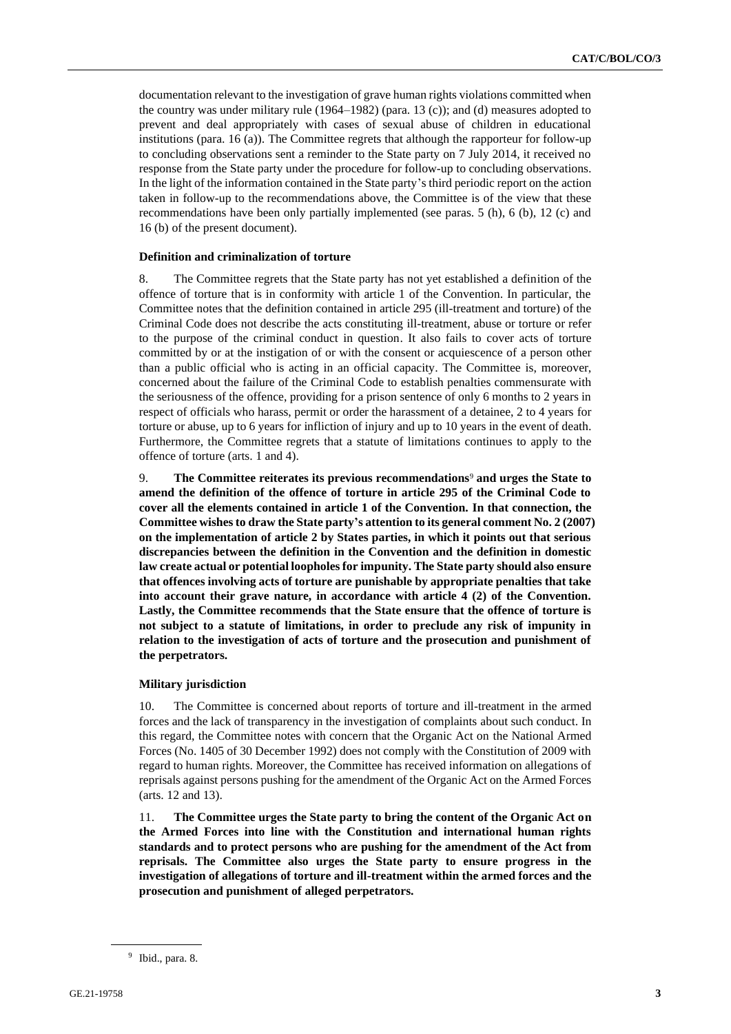documentation relevant to the investigation of grave human rights violations committed when the country was under military rule (1964–1982) (para. 13 (c)); and (d) measures adopted to prevent and deal appropriately with cases of sexual abuse of children in educational institutions (para. 16 (a)). The Committee regrets that although the rapporteur for follow-up to concluding observations sent a reminder to the State party on 7 July 2014, it received no response from the State party under the procedure for follow-up to concluding observations. In the light of the information contained in the State party's third periodic report on the action taken in follow-up to the recommendations above, the Committee is of the view that these recommendations have been only partially implemented (see paras. 5 (h), 6 (b), 12 (c) and 16 (b) of the present document).

### Definition and criminalization of torture

8. The Committee regrets that the State party has not yet established a definition of the offence of torture that is in conformity with article 1 of the Convention. In particular, the Committee notes that the definition contained in article 295 (ill-treatment and torture) of the Criminal Code does not describe the acts constituting ill-treatment, abuse or torture or refer to the purpose of the criminal conduct in question. It also fails to cover acts of torture committed by or at the instigation of or with the consent or acquiescence of a person other than a public official who is acting in an official capacity. The Committee is, moreover, concerned about the failure of the Criminal Code to establish penalties commensurate with the seriousness of the offence, providing for a prison sentence of only 6 months to 2 years in respect of officials who harass, permit or order the harassment of a detainee, 2 to 4 years for torture or abuse, up to 6 years for infliction of injury and up to 10 years in the event of death. Furthermore, the Committee regrets that a statute of limitations continues to apply to the offence of torture (arts. 1 and 4).

9. **The Committee reiterates its previous recommendations**[9] **and urges the State to amend the definition of the offence of torture in article 295 of the Criminal Code to cover all the elements contained in article 1 of the Convention. In that connection, the Committee wishes to draw the State party's attention to its general comment No. 2 (2007) on the implementation of article 2 by States parties, in which it points out that serious discrepancies between the definition in the Convention and the definition in domestic law create actual or potential loopholes for impunity. The State party should also ensure that offences involving acts of torture are punishable by appropriate penalties that take into account their grave nature, in accordance with article 4 (2) of the Convention. Lastly, the Committee recommends that the State ensure that the offence of torture is not subject to a statute of limitations, in order to preclude any risk of impunity in relation to the investigation of acts of torture and the prosecution and punishment of the perpetrators.**

### Military jurisdiction

10. The Committee is concerned about reports of torture and ill-treatment in the armed forces and the lack of transparency in the investigation of complaints about such conduct. In this regard, the Committee notes with concern that the Organic Act on the National Armed Forces (No. 1405 of 30 December 1992) does not comply with the Constitution of 2009 with regard to human rights. Moreover, the Committee has received information on allegations of reprisals against persons pushing for the amendment of the Organic Act on the Armed Forces (arts. 12 and 13).

11. **The Committee urges the State party to bring the content of the Organic Act on the Armed Forces into line with the Constitution and international human rights standards and to protect persons who are pushing for the amendment of the Act from reprisals. The Committee also urges the State party to ensure progress in the investigation of allegations of torture and ill-treatment within the armed forces and the prosecution and punishment of alleged perpetrators.**

---

[9] Ibid., para. 8.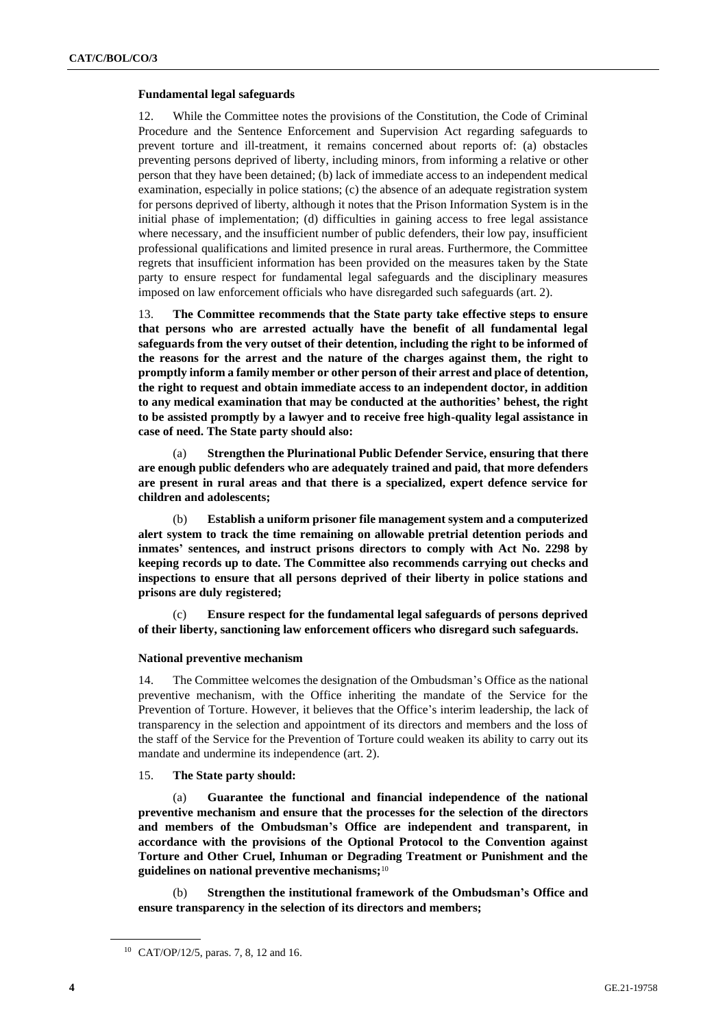### Fundamental legal safeguards

12. While the Committee notes the provisions of the Constitution, the Code of Criminal Procedure and the Sentence Enforcement and Supervision Act regarding safeguards to prevent torture and ill-treatment, it remains concerned about reports of: (a) obstacles preventing persons deprived of liberty, including minors, from informing a relative or other person that they have been detained; (b) lack of immediate access to an independent medical examination, especially in police stations; (c) the absence of an adequate registration system for persons deprived of liberty, although it notes that the Prison Information System is in the initial phase of implementation; (d) difficulties in gaining access to free legal assistance where necessary, and the insufficient number of public defenders, their low pay, insufficient professional qualifications and limited presence in rural areas. Furthermore, the Committee regrets that insufficient information has been provided on the measures taken by the State party to ensure respect for fundamental legal safeguards and the disciplinary measures imposed on law enforcement officials who have disregarded such safeguards (art. 2).

13. **The Committee recommends that the State party take effective steps to ensure that persons who are arrested actually have the benefit of all fundamental legal safeguards from the very outset of their detention, including the right to be informed of the reasons for the arrest and the nature of the charges against them, the right to promptly inform a family member or other person of their arrest and place of detention, the right to request and obtain immediate access to an independent doctor, in addition to any medical examination that may be conducted at the authorities' behest, the right to be assisted promptly by a lawyer and to receive free high-quality legal assistance in case of need. The State party should also:**

(a) **Strengthen the Plurinational Public Defender Service, ensuring that there are enough public defenders who are adequately trained and paid, that more defenders are present in rural areas and that there is a specialized, expert defence service for children and adolescents;**

(b) **Establish a uniform prisoner file management system and a computerized alert system to track the time remaining on allowable pretrial detention periods and inmates' sentences, and instruct prisons directors to comply with Act No. 2298 by keeping records up to date. The Committee also recommends carrying out checks and inspections to ensure that all persons deprived of their liberty in police stations and prisons are duly registered;**

(c) **Ensure respect for the fundamental legal safeguards of persons deprived of their liberty, sanctioning law enforcement officers who disregard such safeguards.**

### National preventive mechanism

14. The Committee welcomes the designation of the Ombudsman's Office as the national preventive mechanism, with the Office inheriting the mandate of the Service for the Prevention of Torture. However, it believes that the Office's interim leadership, the lack of transparency in the selection and appointment of its directors and members and the loss of the staff of the Service for the Prevention of Torture could weaken its ability to carry out its mandate and undermine its independence (art. 2).

15. **The State party should:**

(a) **Guarantee the functional and financial independence of the national preventive mechanism and ensure that the processes for the selection of the directors and members of the Ombudsman's Office are independent and transparent, in accordance with the provisions of the Optional Protocol to the Convention against Torture and Other Cruel, Inhuman or Degrading Treatment or Punishment and the guidelines on national preventive mechanisms;**[10]

(b) **Strengthen the institutional framework of the Ombudsman's Office and ensure transparency in the selection of its directors and members;**

---

[10] CAT/OP/12/5, paras. 7, 8, 12 and 16.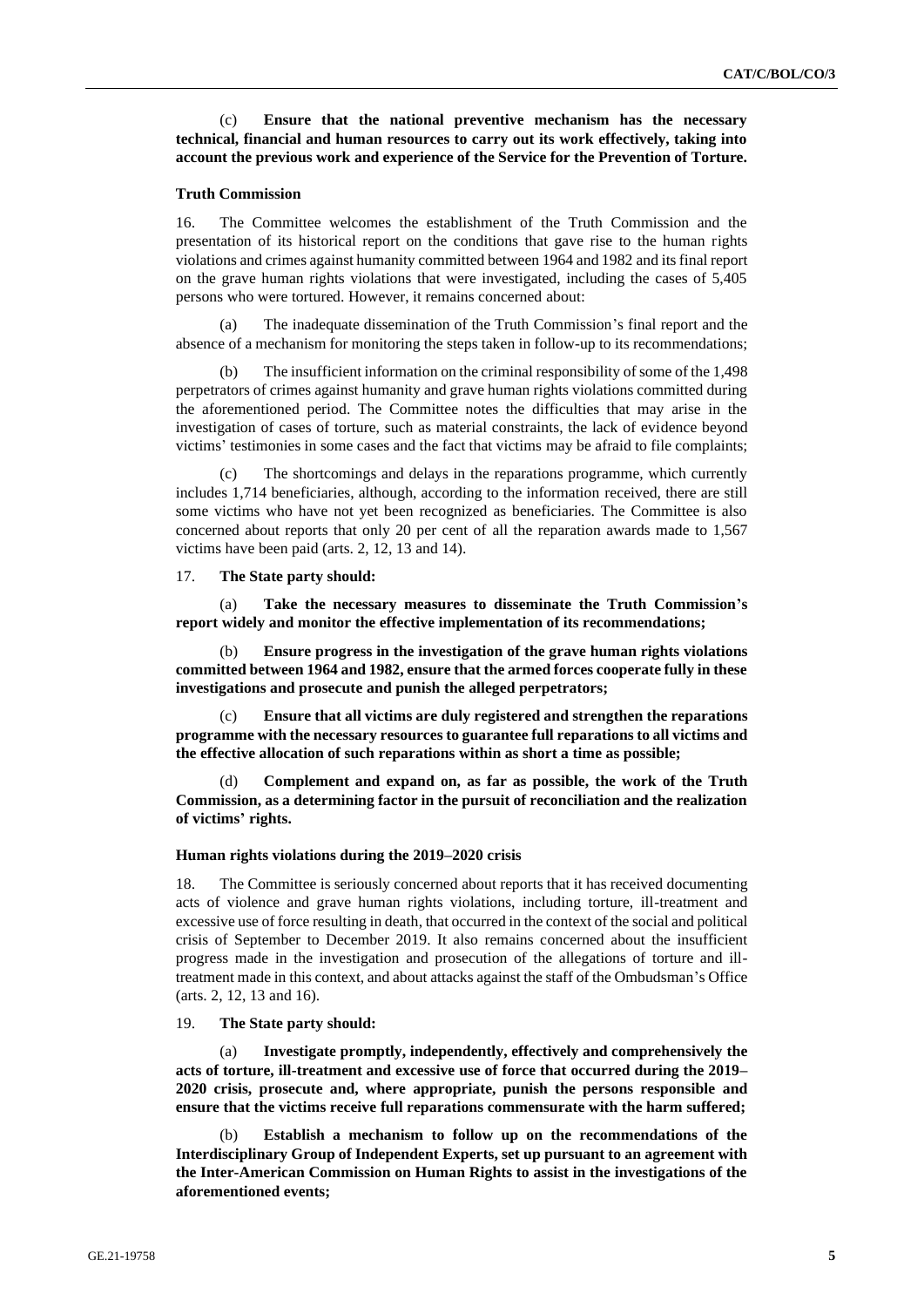(c) **Ensure that the national preventive mechanism has the necessary technical, financial and human resources to carry out its work effectively, taking into account the previous work and experience of the Service for the Prevention of Torture.**

### Truth Commission

16. The Committee welcomes the establishment of the Truth Commission and the presentation of its historical report on the conditions that gave rise to the human rights violations and crimes against humanity committed between 1964 and 1982 and its final report on the grave human rights violations that were investigated, including the cases of 5,405 persons who were tortured. However, it remains concerned about:

(a) The inadequate dissemination of the Truth Commission's final report and the absence of a mechanism for monitoring the steps taken in follow-up to its recommendations;

(b) The insufficient information on the criminal responsibility of some of the 1,498 perpetrators of crimes against humanity and grave human rights violations committed during the aforementioned period. The Committee notes the difficulties that may arise in the investigation of cases of torture, such as material constraints, the lack of evidence beyond victims' testimonies in some cases and the fact that victims may be afraid to file complaints;

(c) The shortcomings and delays in the reparations programme, which currently includes 1,714 beneficiaries, although, according to the information received, there are still some victims who have not yet been recognized as beneficiaries. The Committee is also concerned about reports that only 20 per cent of all the reparation awards made to 1,567 victims have been paid (arts. 2, 12, 13 and 14).

17. **The State party should:**

(a) **Take the necessary measures to disseminate the Truth Commission's report widely and monitor the effective implementation of its recommendations;**

(b) **Ensure progress in the investigation of the grave human rights violations committed between 1964 and 1982, ensure that the armed forces cooperate fully in these investigations and prosecute and punish the alleged perpetrators;**

(c) **Ensure that all victims are duly registered and strengthen the reparations programme with the necessary resources to guarantee full reparations to all victims and the effective allocation of such reparations within as short a time as possible;**

(d) **Complement and expand on, as far as possible, the work of the Truth Commission, as a determining factor in the pursuit of reconciliation and the realization of victims' rights.**

### Human rights violations during the 2019–2020 crisis

18. The Committee is seriously concerned about reports that it has received documenting acts of violence and grave human rights violations, including torture, ill-treatment and excessive use of force resulting in death, that occurred in the context of the social and political crisis of September to December 2019. It also remains concerned about the insufficient progress made in the investigation and prosecution of the allegations of torture and ill-treatment made in this context, and about attacks against the staff of the Ombudsman's Office (arts. 2, 12, 13 and 16).

19. **The State party should:**

(a) **Investigate promptly, independently, effectively and comprehensively the acts of torture, ill-treatment and excessive use of force that occurred during the 2019–2020 crisis, prosecute and, where appropriate, punish the persons responsible and ensure that the victims receive full reparations commensurate with the harm suffered;**

(b) **Establish a mechanism to follow up on the recommendations of the Interdisciplinary Group of Independent Experts, set up pursuant to an agreement with the Inter-American Commission on Human Rights to assist in the investigations of the aforementioned events;**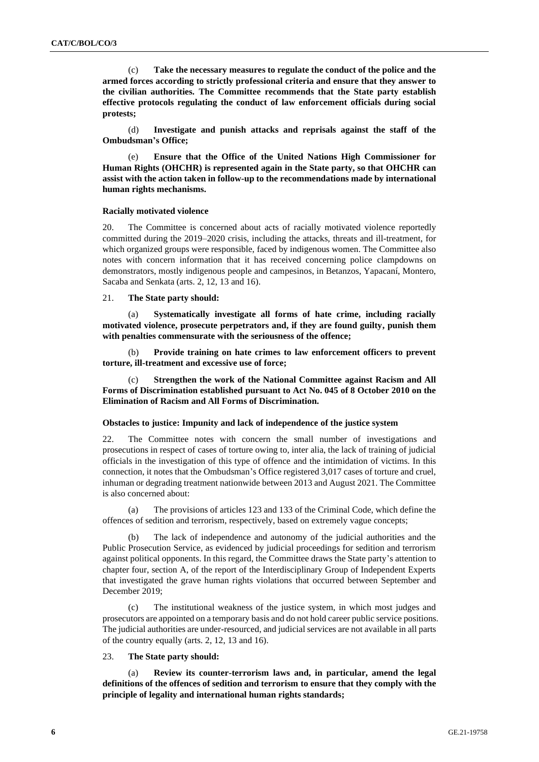(c) **Take the necessary measures to regulate the conduct of the police and the armed forces according to strictly professional criteria and ensure that they answer to the civilian authorities. The Committee recommends that the State party establish effective protocols regulating the conduct of law enforcement officials during social protests;**

(d) **Investigate and punish attacks and reprisals against the staff of the Ombudsman's Office;**

(e) **Ensure that the Office of the United Nations High Commissioner for Human Rights (OHCHR) is represented again in the State party, so that OHCHR can assist with the action taken in follow-up to the recommendations made by international human rights mechanisms.**

#### Racially motivated violence

20. The Committee is concerned about acts of racially motivated violence reportedly committed during the 2019–2020 crisis, including the attacks, threats and ill-treatment, for which organized groups were responsible, faced by indigenous women. The Committee also notes with concern information that it has received concerning police clampdowns on demonstrators, mostly indigenous people and campesinos, in Betanzos, Yapacaní, Montero, Sacaba and Senkata (arts. 2, 12, 13 and 16).

21. **The State party should:**

(a) **Systematically investigate all forms of hate crime, including racially motivated violence, prosecute perpetrators and, if they are found guilty, punish them with penalties commensurate with the seriousness of the offence;**

(b) **Provide training on hate crimes to law enforcement officers to prevent torture, ill-treatment and excessive use of force;**

(c) **Strengthen the work of the National Committee against Racism and All Forms of Discrimination established pursuant to Act No. 045 of 8 October 2010 on the Elimination of Racism and All Forms of Discrimination.**

#### Obstacles to justice: Impunity and lack of independence of the justice system

22. The Committee notes with concern the small number of investigations and prosecutions in respect of cases of torture owing to, inter alia, the lack of training of judicial officials in the investigation of this type of offence and the intimidation of victims. In this connection, it notes that the Ombudsman's Office registered 3,017 cases of torture and cruel, inhuman or degrading treatment nationwide between 2013 and August 2021. The Committee is also concerned about:

(a) The provisions of articles 123 and 133 of the Criminal Code, which define the offences of sedition and terrorism, respectively, based on extremely vague concepts;

(b) The lack of independence and autonomy of the judicial authorities and the Public Prosecution Service, as evidenced by judicial proceedings for sedition and terrorism against political opponents. In this regard, the Committee draws the State party's attention to chapter four, section A, of the report of the Interdisciplinary Group of Independent Experts that investigated the grave human rights violations that occurred between September and December 2019;

(c) The institutional weakness of the justice system, in which most judges and prosecutors are appointed on a temporary basis and do not hold career public service positions. The judicial authorities are under-resourced, and judicial services are not available in all parts of the country equally (arts. 2, 12, 13 and 16).

23. **The State party should:**

(a) **Review its counter-terrorism laws and, in particular, amend the legal definitions of the offences of sedition and terrorism to ensure that they comply with the principle of legality and international human rights standards;**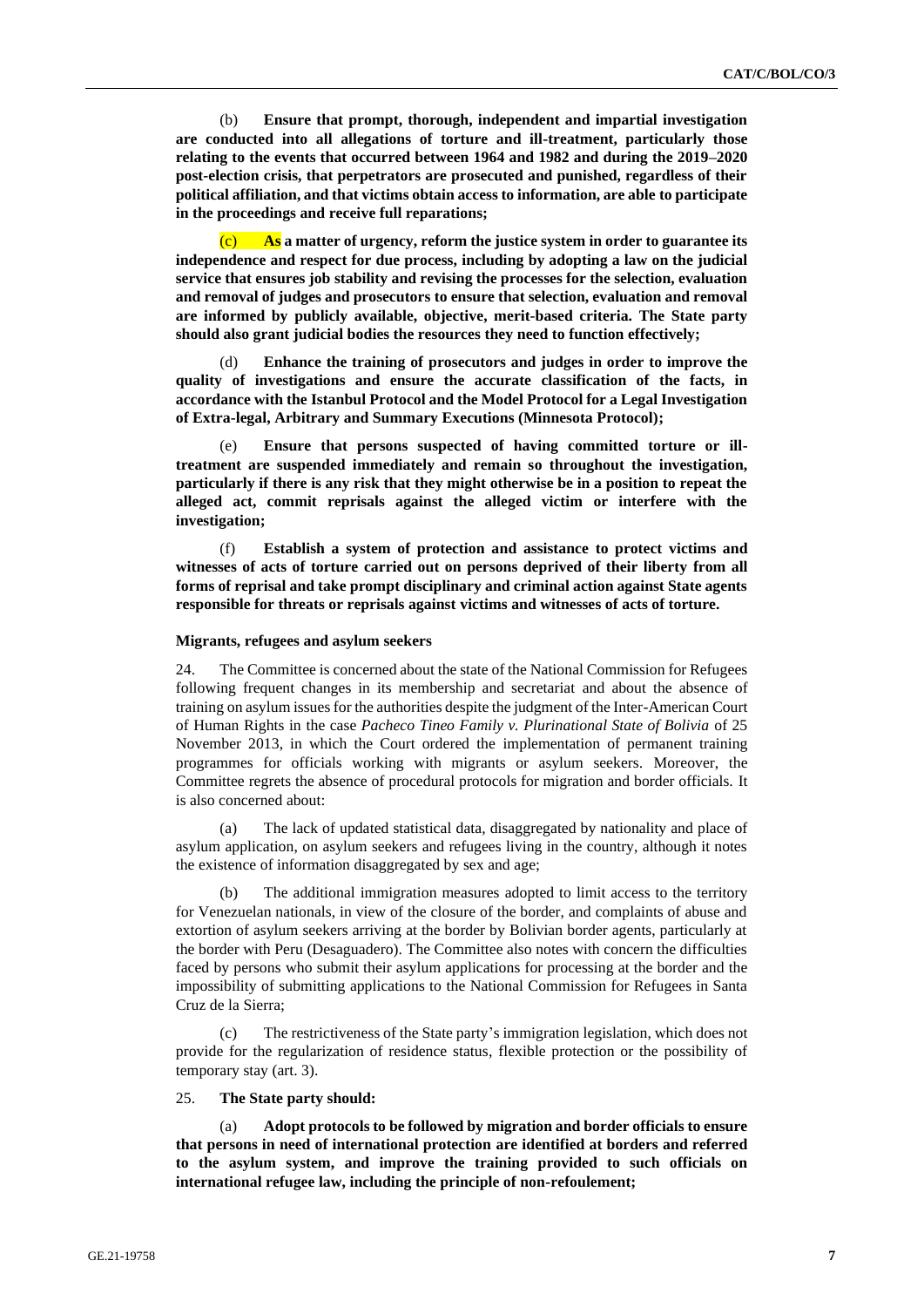(b) **Ensure that prompt, thorough, independent and impartial investigation are conducted into all allegations of torture and ill-treatment, particularly those relating to the events that occurred between 1964 and 1982 and during the 2019–2020 post-election crisis, that perpetrators are prosecuted and punished, regardless of their political affiliation, and that victims obtain access to information, are able to participate in the proceedings and receive full reparations;**

(c) **As a matter of urgency, reform the justice system in order to guarantee its independence and respect for due process, including by adopting a law on the judicial service that ensures job stability and revising the processes for the selection, evaluation and removal of judges and prosecutors to ensure that selection, evaluation and removal are informed by publicly available, objective, merit-based criteria. The State party should also grant judicial bodies the resources they need to function effectively;**

(d) **Enhance the training of prosecutors and judges in order to improve the quality of investigations and ensure the accurate classification of the facts, in accordance with the Istanbul Protocol and the Model Protocol for a Legal Investigation of Extra-legal, Arbitrary and Summary Executions (Minnesota Protocol);**

(e) **Ensure that persons suspected of having committed torture or ill-treatment are suspended immediately and remain so throughout the investigation, particularly if there is any risk that they might otherwise be in a position to repeat the alleged act, commit reprisals against the alleged victim or interfere with the investigation;**

(f) **Establish a system of protection and assistance to protect victims and witnesses of acts of torture carried out on persons deprived of their liberty from all forms of reprisal and take prompt disciplinary and criminal action against State agents responsible for threats or reprisals against victims and witnesses of acts of torture.**

#### Migrants, refugees and asylum seekers

24. The Committee is concerned about the state of the National Commission for Refugees following frequent changes in its membership and secretariat and about the absence of training on asylum issues for the authorities despite the judgment of the Inter-American Court of Human Rights in the case *Pacheco Tineo Family v. Plurinational State of Bolivia* of 25 November 2013, in which the Court ordered the implementation of permanent training programmes for officials working with migrants or asylum seekers. Moreover, the Committee regrets the absence of procedural protocols for migration and border officials. It is also concerned about:

(a) The lack of updated statistical data, disaggregated by nationality and place of asylum application, on asylum seekers and refugees living in the country, although it notes the existence of information disaggregated by sex and age;

(b) The additional immigration measures adopted to limit access to the territory for Venezuelan nationals, in view of the closure of the border, and complaints of abuse and extortion of asylum seekers arriving at the border by Bolivian border agents, particularly at the border with Peru (Desaguadero). The Committee also notes with concern the difficulties faced by persons who submit their asylum applications for processing at the border and the impossibility of submitting applications to the National Commission for Refugees in Santa Cruz de la Sierra;

(c) The restrictiveness of the State party's immigration legislation, which does not provide for the regularization of residence status, flexible protection or the possibility of temporary stay (art. 3).

25. **The State party should:**

(a) **Adopt protocols to be followed by migration and border officials to ensure that persons in need of international protection are identified at borders and referred to the asylum system, and improve the training provided to such officials on international refugee law, including the principle of non-refoulement;**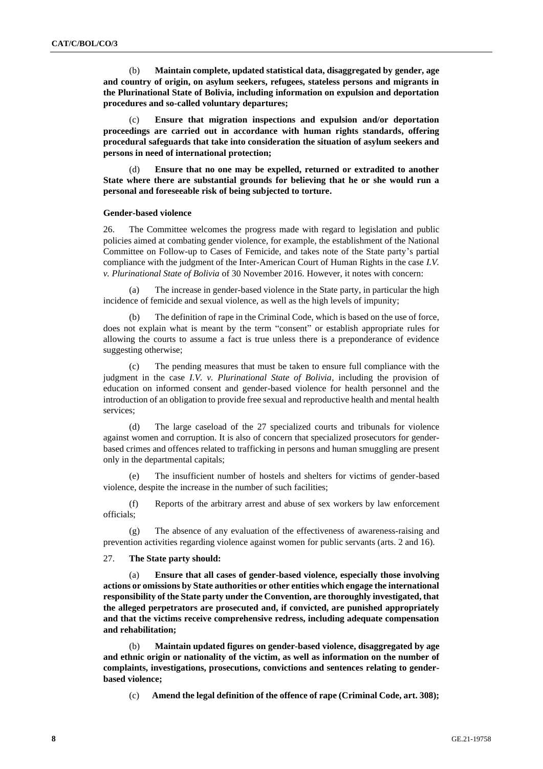(b) **Maintain complete, updated statistical data, disaggregated by gender, age and country of origin, on asylum seekers, refugees, stateless persons and migrants in the Plurinational State of Bolivia, including information on expulsion and deportation procedures and so-called voluntary departures;**

(c) **Ensure that migration inspections and expulsion and/or deportation proceedings are carried out in accordance with human rights standards, offering procedural safeguards that take into consideration the situation of asylum seekers and persons in need of international protection;**

(d) **Ensure that no one may be expelled, returned or extradited to another State where there are substantial grounds for believing that he or she would run a personal and foreseeable risk of being subjected to torture.**

#### Gender-based violence

26. The Committee welcomes the progress made with regard to legislation and public policies aimed at combating gender violence, for example, the establishment of the National Committee on Follow-up to Cases of Femicide, and takes note of the State party's partial compliance with the judgment of the Inter-American Court of Human Rights in the case *I.V. v. Plurinational State of Bolivia* of 30 November 2016. However, it notes with concern:

(a) The increase in gender-based violence in the State party, in particular the high incidence of femicide and sexual violence, as well as the high levels of impunity;

(b) The definition of rape in the Criminal Code, which is based on the use of force, does not explain what is meant by the term "consent" or establish appropriate rules for allowing the courts to assume a fact is true unless there is a preponderance of evidence suggesting otherwise;

(c) The pending measures that must be taken to ensure full compliance with the judgment in the case *I.V. v. Plurinational State of Bolivia*, including the provision of education on informed consent and gender-based violence for health personnel and the introduction of an obligation to provide free sexual and reproductive health and mental health services;

(d) The large caseload of the 27 specialized courts and tribunals for violence against women and corruption. It is also of concern that specialized prosecutors for gender-based crimes and offences related to trafficking in persons and human smuggling are present only in the departmental capitals;

(e) The insufficient number of hostels and shelters for victims of gender-based violence, despite the increase in the number of such facilities;

(f) Reports of the arbitrary arrest and abuse of sex workers by law enforcement officials;

(g) The absence of any evaluation of the effectiveness of awareness-raising and prevention activities regarding violence against women for public servants (arts. 2 and 16).

27. **The State party should:**

(a) **Ensure that all cases of gender-based violence, especially those involving actions or omissions by State authorities or other entities which engage the international responsibility of the State party under the Convention, are thoroughly investigated, that the alleged perpetrators are prosecuted and, if convicted, are punished appropriately and that the victims receive comprehensive redress, including adequate compensation and rehabilitation;**

(b) **Maintain updated figures on gender-based violence, disaggregated by age and ethnic origin or nationality of the victim, as well as information on the number of complaints, investigations, prosecutions, convictions and sentences relating to gender-based violence;**

(c) **Amend the legal definition of the offence of rape (Criminal Code, art. 308);**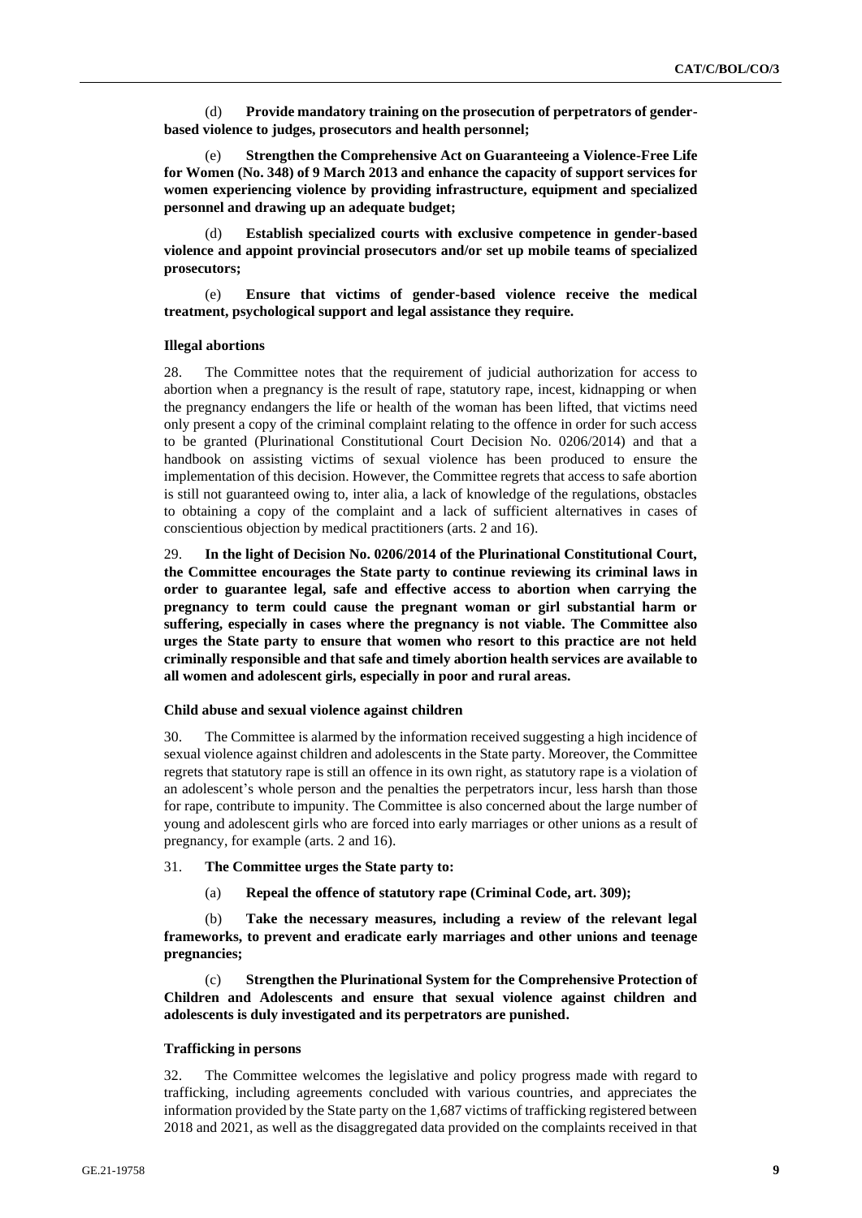(d) **Provide mandatory training on the prosecution of perpetrators of gender-based violence to judges, prosecutors and health personnel;**

(e) **Strengthen the Comprehensive Act on Guaranteeing a Violence-Free Life for Women (No. 348) of 9 March 2013 and enhance the capacity of support services for women experiencing violence by providing infrastructure, equipment and specialized personnel and drawing up an adequate budget;**

(d) **Establish specialized courts with exclusive competence in gender-based violence and appoint provincial prosecutors and/or set up mobile teams of specialized prosecutors;**

(e) **Ensure that victims of gender-based violence receive the medical treatment, psychological support and legal assistance they require.**

#### Illegal abortions

28. The Committee notes that the requirement of judicial authorization for access to abortion when a pregnancy is the result of rape, statutory rape, incest, kidnapping or when the pregnancy endangers the life or health of the woman has been lifted, that victims need only present a copy of the criminal complaint relating to the offence in order for such access to be granted (Plurinational Constitutional Court Decision No. 0206/2014) and that a handbook on assisting victims of sexual violence has been produced to ensure the implementation of this decision. However, the Committee regrets that access to safe abortion is still not guaranteed owing to, inter alia, a lack of knowledge of the regulations, obstacles to obtaining a copy of the complaint and a lack of sufficient alternatives in cases of conscientious objection by medical practitioners (arts. 2 and 16).

29. **In the light of Decision No. 0206/2014 of the Plurinational Constitutional Court, the Committee encourages the State party to continue reviewing its criminal laws in order to guarantee legal, safe and effective access to abortion when carrying the pregnancy to term could cause the pregnant woman or girl substantial harm or suffering, especially in cases where the pregnancy is not viable. The Committee also urges the State party to ensure that women who resort to this practice are not held criminally responsible and that safe and timely abortion health services are available to all women and adolescent girls, especially in poor and rural areas.**

#### Child abuse and sexual violence against children

30. The Committee is alarmed by the information received suggesting a high incidence of sexual violence against children and adolescents in the State party. Moreover, the Committee regrets that statutory rape is still an offence in its own right, as statutory rape is a violation of an adolescent's whole person and the penalties the perpetrators incur, less harsh than those for rape, contribute to impunity. The Committee is also concerned about the large number of young and adolescent girls who are forced into early marriages or other unions as a result of pregnancy, for example (arts. 2 and 16).

31. **The Committee urges the State party to:**

(a) **Repeal the offence of statutory rape (Criminal Code, art. 309);**

(b) **Take the necessary measures, including a review of the relevant legal frameworks, to prevent and eradicate early marriages and other unions and teenage pregnancies;**

(c) **Strengthen the Plurinational System for the Comprehensive Protection of Children and Adolescents and ensure that sexual violence against children and adolescents is duly investigated and its perpetrators are punished.**

#### Trafficking in persons

32. The Committee welcomes the legislative and policy progress made with regard to trafficking, including agreements concluded with various countries, and appreciates the information provided by the State party on the 1,687 victims of trafficking registered between 2018 and 2021, as well as the disaggregated data provided on the complaints received in that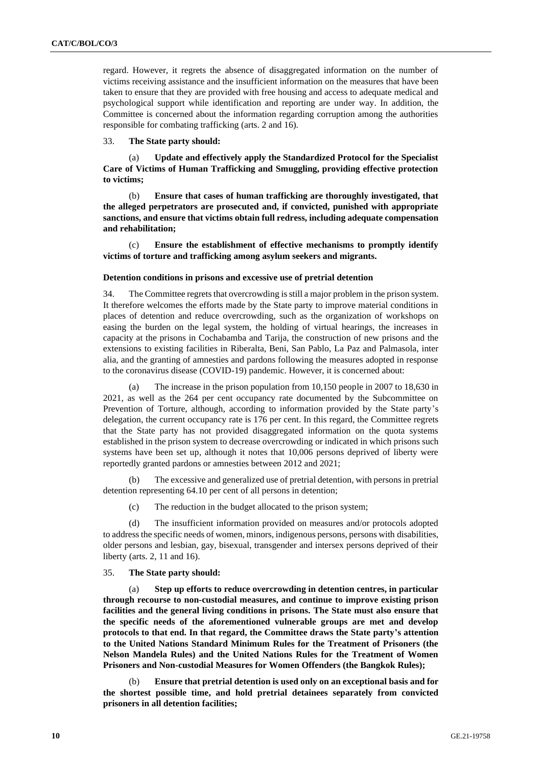regard. However, it regrets the absence of disaggregated information on the number of victims receiving assistance and the insufficient information on the measures that have been taken to ensure that they are provided with free housing and access to adequate medical and psychological support while identification and reporting are under way. In addition, the Committee is concerned about the information regarding corruption among the authorities responsible for combating trafficking (arts. 2 and 16).

33. **The State party should:**

(a) **Update and effectively apply the Standardized Protocol for the Specialist Care of Victims of Human Trafficking and Smuggling, providing effective protection to victims;**

(b) **Ensure that cases of human trafficking are thoroughly investigated, that the alleged perpetrators are prosecuted and, if convicted, punished with appropriate sanctions, and ensure that victims obtain full redress, including adequate compensation and rehabilitation;**

(c) **Ensure the establishment of effective mechanisms to promptly identify victims of torture and trafficking among asylum seekers and migrants.**

#### Detention conditions in prisons and excessive use of pretrial detention

34. The Committee regrets that overcrowding is still a major problem in the prison system. It therefore welcomes the efforts made by the State party to improve material conditions in places of detention and reduce overcrowding, such as the organization of workshops on easing the burden on the legal system, the holding of virtual hearings, the increases in capacity at the prisons in Cochabamba and Tarija, the construction of new prisons and the extensions to existing facilities in Riberalta, Beni, San Pablo, La Paz and Palmasola, inter alia, and the granting of amnesties and pardons following the measures adopted in response to the coronavirus disease (COVID-19) pandemic. However, it is concerned about:

(a) The increase in the prison population from 10,150 people in 2007 to 18,630 in 2021, as well as the 264 per cent occupancy rate documented by the Subcommittee on Prevention of Torture, although, according to information provided by the State party's delegation, the current occupancy rate is 176 per cent. In this regard, the Committee regrets that the State party has not provided disaggregated information on the quota systems established in the prison system to decrease overcrowding or indicated in which prisons such systems have been set up, although it notes that 10,006 persons deprived of liberty were reportedly granted pardons or amnesties between 2012 and 2021;

(b) The excessive and generalized use of pretrial detention, with persons in pretrial detention representing 64.10 per cent of all persons in detention;

(c) The reduction in the budget allocated to the prison system;

(d) The insufficient information provided on measures and/or protocols adopted to address the specific needs of women, minors, indigenous persons, persons with disabilities, older persons and lesbian, gay, bisexual, transgender and intersex persons deprived of their liberty (arts. 2, 11 and 16).

35. **The State party should:**

(a) **Step up efforts to reduce overcrowding in detention centres, in particular through recourse to non-custodial measures, and continue to improve existing prison facilities and the general living conditions in prisons. The State must also ensure that the specific needs of the aforementioned vulnerable groups are met and develop protocols to that end. In that regard, the Committee draws the State party's attention to the United Nations Standard Minimum Rules for the Treatment of Prisoners (the Nelson Mandela Rules) and the United Nations Rules for the Treatment of Women Prisoners and Non-custodial Measures for Women Offenders (the Bangkok Rules);**

(b) **Ensure that pretrial detention is used only on an exceptional basis and for the shortest possible time, and hold pretrial detainees separately from convicted prisoners in all detention facilities;**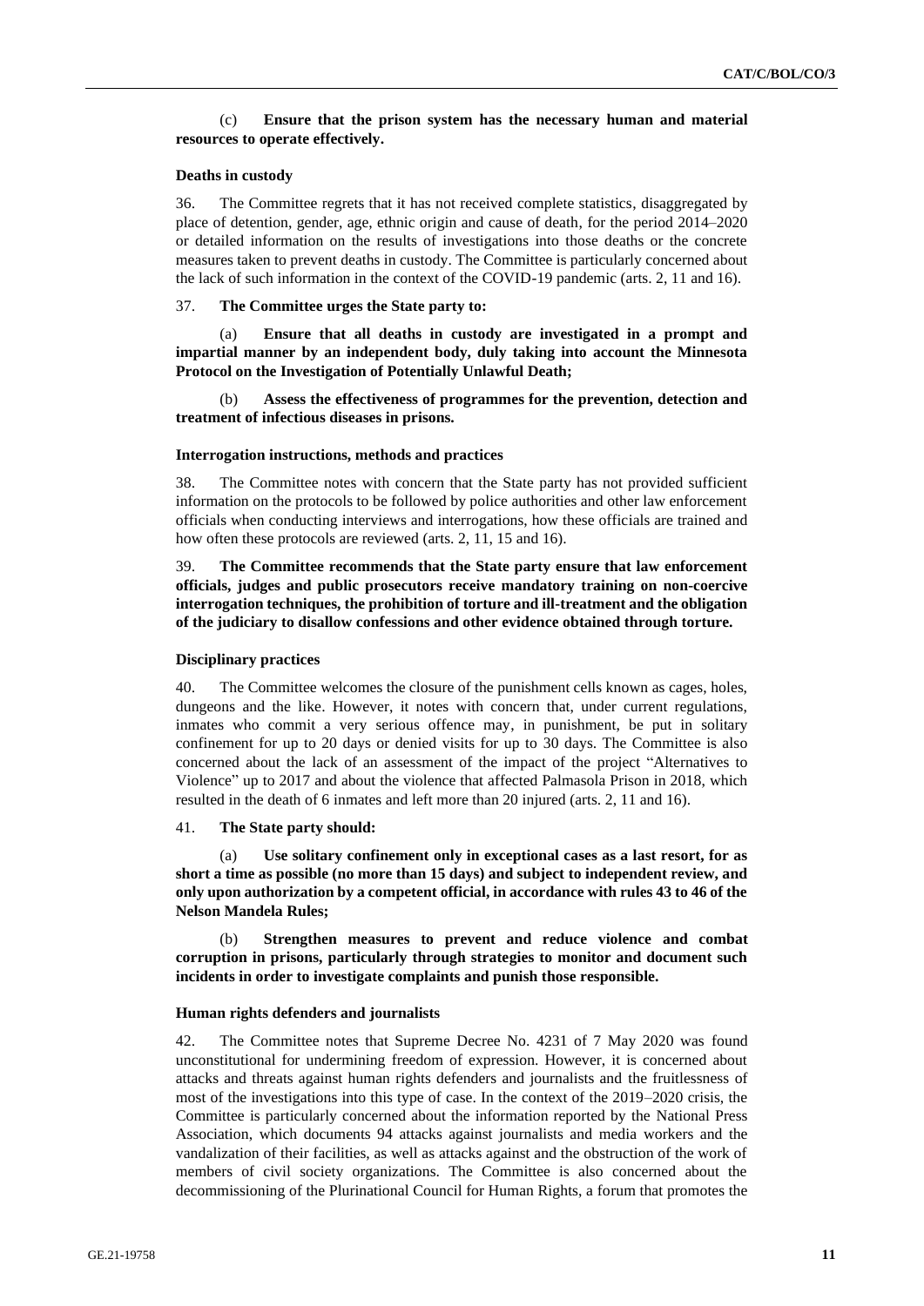(c) **Ensure that the prison system has the necessary human and material resources to operate effectively.**

**Deaths in custody**

36. The Committee regrets that it has not received complete statistics, disaggregated by place of detention, gender, age, ethnic origin and cause of death, for the period 2014–2020 or detailed information on the results of investigations into those deaths or the concrete measures taken to prevent deaths in custody. The Committee is particularly concerned about the lack of such information in the context of the COVID-19 pandemic (arts. 2, 11 and 16).

37. **The Committee urges the State party to:**

(a) **Ensure that all deaths in custody are investigated in a prompt and impartial manner by an independent body, duly taking into account the Minnesota Protocol on the Investigation of Potentially Unlawful Death;**

(b) **Assess the effectiveness of programmes for the prevention, detection and treatment of infectious diseases in prisons.**

**Interrogation instructions, methods and practices**

38. The Committee notes with concern that the State party has not provided sufficient information on the protocols to be followed by police authorities and other law enforcement officials when conducting interviews and interrogations, how these officials are trained and how often these protocols are reviewed (arts. 2, 11, 15 and 16).

39. **The Committee recommends that the State party ensure that law enforcement officials, judges and public prosecutors receive mandatory training on non-coercive interrogation techniques, the prohibition of torture and ill-treatment and the obligation of the judiciary to disallow confessions and other evidence obtained through torture.**

**Disciplinary practices**

40. The Committee welcomes the closure of the punishment cells known as cages, holes, dungeons and the like. However, it notes with concern that, under current regulations, inmates who commit a very serious offence may, in punishment, be put in solitary confinement for up to 20 days or denied visits for up to 30 days. The Committee is also concerned about the lack of an assessment of the impact of the project "Alternatives to Violence" up to 2017 and about the violence that affected Palmasola Prison in 2018, which resulted in the death of 6 inmates and left more than 20 injured (arts. 2, 11 and 16).

41. **The State party should:**

(a) **Use solitary confinement only in exceptional cases as a last resort, for as short a time as possible (no more than 15 days) and subject to independent review, and only upon authorization by a competent official, in accordance with rules 43 to 46 of the Nelson Mandela Rules;**

(b) **Strengthen measures to prevent and reduce violence and combat corruption in prisons, particularly through strategies to monitor and document such incidents in order to investigate complaints and punish those responsible.**

**Human rights defenders and journalists**

42. The Committee notes that Supreme Decree No. 4231 of 7 May 2020 was found unconstitutional for undermining freedom of expression. However, it is concerned about attacks and threats against human rights defenders and journalists and the fruitlessness of most of the investigations into this type of case. In the context of the 2019–2020 crisis, the Committee is particularly concerned about the information reported by the National Press Association, which documents 94 attacks against journalists and media workers and the vandalization of their facilities, as well as attacks against and the obstruction of the work of members of civil society organizations. The Committee is also concerned about the decommissioning of the Plurinational Council for Human Rights, a forum that promotes the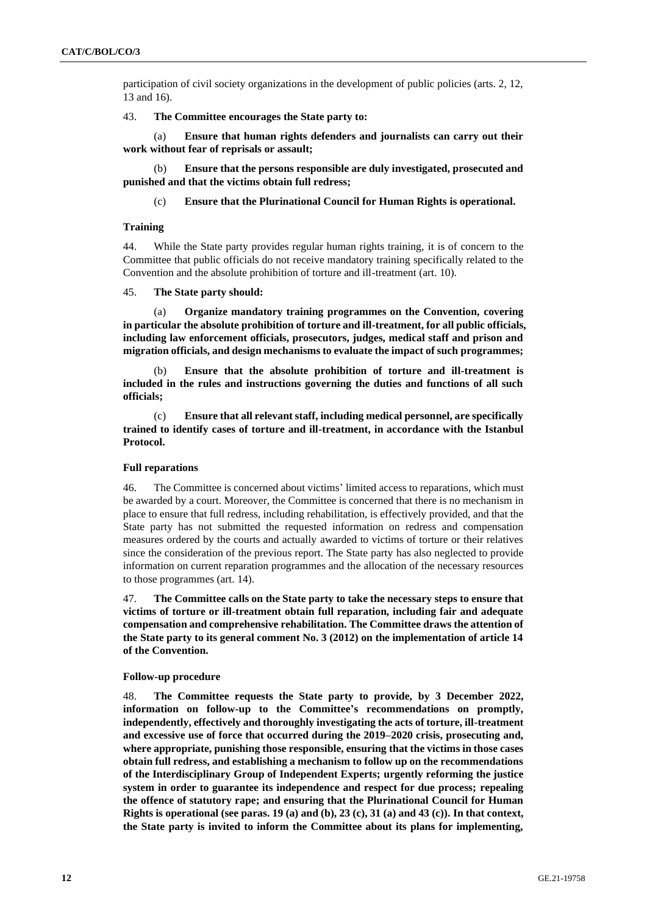participation of civil society organizations in the development of public policies (arts. 2, 12, 13 and 16).

43. **The Committee encourages the State party to:**

(a) **Ensure that human rights defenders and journalists can carry out their work without fear of reprisals or assault;**

(b) **Ensure that the persons responsible are duly investigated, prosecuted and punished and that the victims obtain full redress;**

(c) **Ensure that the Plurinational Council for Human Rights is operational.**

### Training

44. While the State party provides regular human rights training, it is of concern to the Committee that public officials do not receive mandatory training specifically related to the Convention and the absolute prohibition of torture and ill-treatment (art. 10).

45. **The State party should:**

(a) **Organize mandatory training programmes on the Convention, covering in particular the absolute prohibition of torture and ill-treatment, for all public officials, including law enforcement officials, prosecutors, judges, medical staff and prison and migration officials, and design mechanisms to evaluate the impact of such programmes;**

(b) **Ensure that the absolute prohibition of torture and ill-treatment is included in the rules and instructions governing the duties and functions of all such officials;**

(c) **Ensure that all relevant staff, including medical personnel, are specifically trained to identify cases of torture and ill-treatment, in accordance with the Istanbul Protocol.**

### Full reparations

46. The Committee is concerned about victims' limited access to reparations, which must be awarded by a court. Moreover, the Committee is concerned that there is no mechanism in place to ensure that full redress, including rehabilitation, is effectively provided, and that the State party has not submitted the requested information on redress and compensation measures ordered by the courts and actually awarded to victims of torture or their relatives since the consideration of the previous report. The State party has also neglected to provide information on current reparation programmes and the allocation of the necessary resources to those programmes (art. 14).

47. **The Committee calls on the State party to take the necessary steps to ensure that victims of torture or ill-treatment obtain full reparation, including fair and adequate compensation and comprehensive rehabilitation. The Committee draws the attention of the State party to its general comment No. 3 (2012) on the implementation of article 14 of the Convention.**

### Follow-up procedure

48. **The Committee requests the State party to provide, by 3 December 2022, information on follow-up to the Committee's recommendations on promptly, independently, effectively and thoroughly investigating the acts of torture, ill-treatment and excessive use of force that occurred during the 2019–2020 crisis, prosecuting and, where appropriate, punishing those responsible, ensuring that the victims in those cases obtain full redress, and establishing a mechanism to follow up on the recommendations of the Interdisciplinary Group of Independent Experts; urgently reforming the justice system in order to guarantee its independence and respect for due process; repealing the offence of statutory rape; and ensuring that the Plurinational Council for Human Rights is operational (see paras. 19 (a) and (b), 23 (c), 31 (a) and 43 (c)). In that context, the State party is invited to inform the Committee about its plans for implementing,**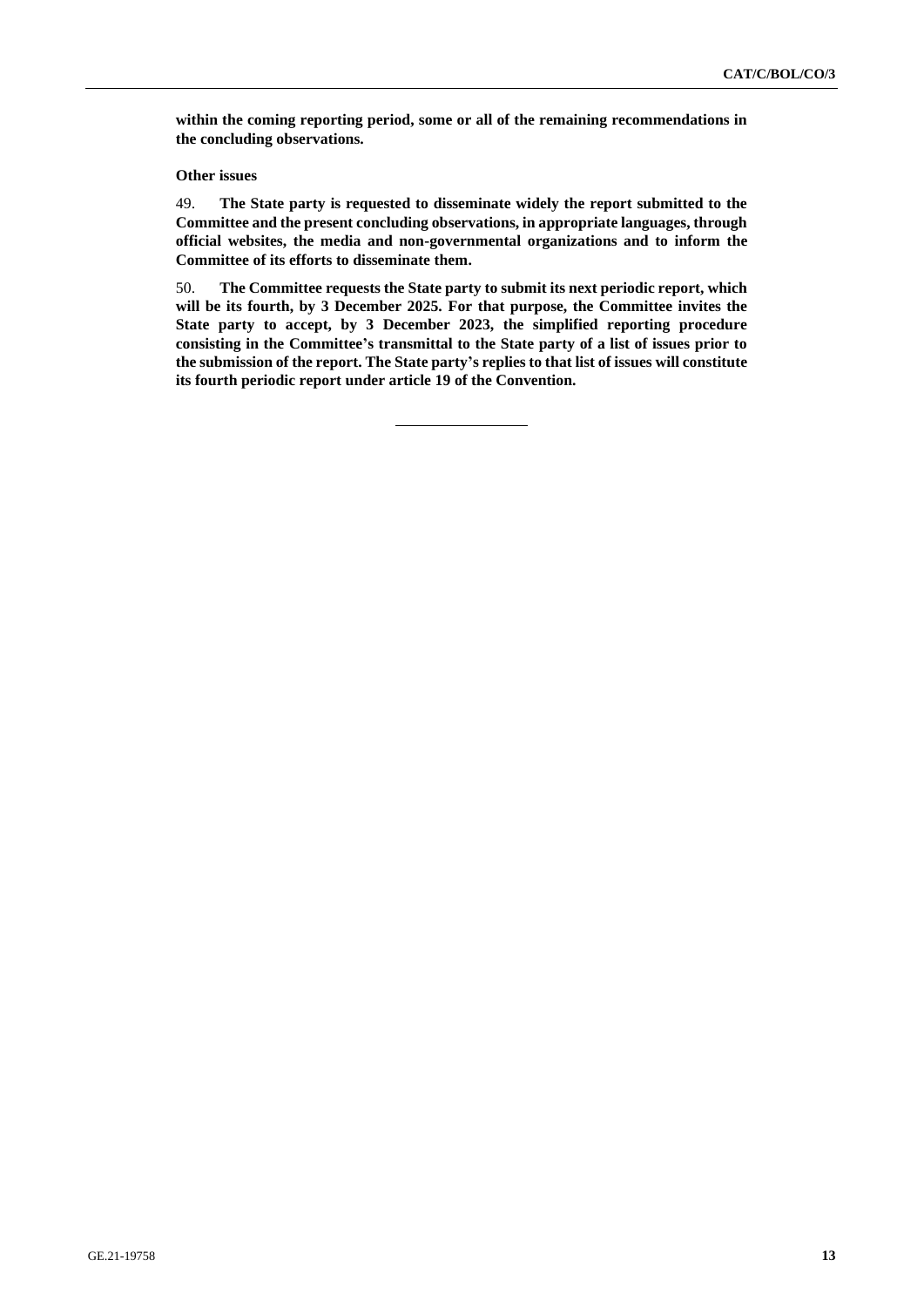**within the coming reporting period, some or all of the remaining recommendations in the concluding observations.**

**Other issues**

49. **The State party is requested to disseminate widely the report submitted to the Committee and the present concluding observations, in appropriate languages, through official websites, the media and non-governmental organizations and to inform the Committee of its efforts to disseminate them.**

50. **The Committee requests the State party to submit its next periodic report, which will be its fourth, by 3 December 2025. For that purpose, the Committee invites the State party to accept, by 3 December 2023, the simplified reporting procedure consisting in the Committee's transmittal to the State party of a list of issues prior to the submission of the report. The State party's replies to that list of issues will constitute its fourth periodic report under article 19 of the Convention.**